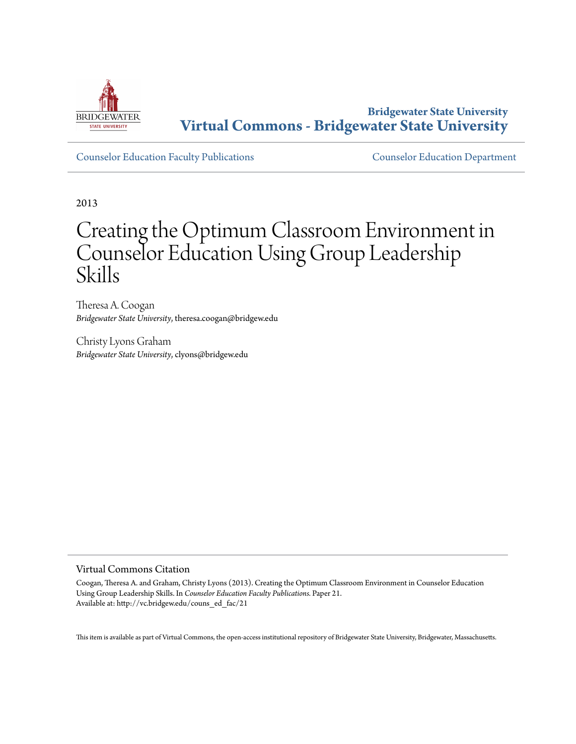**Bridgewater State University**
**Virtual Commons - Bridgewater State University**

Counselor Education Faculty Publications | Counselor Education Department

2013

# Creating the Optimum Classroom Environment in Counselor Education Using Group Leadership Skills

Theresa A. Coogan
*Bridgewater State University*, theresa.coogan@bridgew.edu

Christy Lyons Graham
*Bridgewater State University*, clyons@bridgew.edu

## Virtual Commons Citation

Coogan, Theresa A. and Graham, Christy Lyons (2013). Creating the Optimum Classroom Environment in Counselor Education Using Group Leadership Skills. In *Counselor Education Faculty Publications.* Paper 21.
Available at: http://vc.bridgew.edu/couns_ed_fac/21

This item is available as part of Virtual Commons, the open-access institutional repository of Bridgewater State University, Bridgewater, Massachusetts.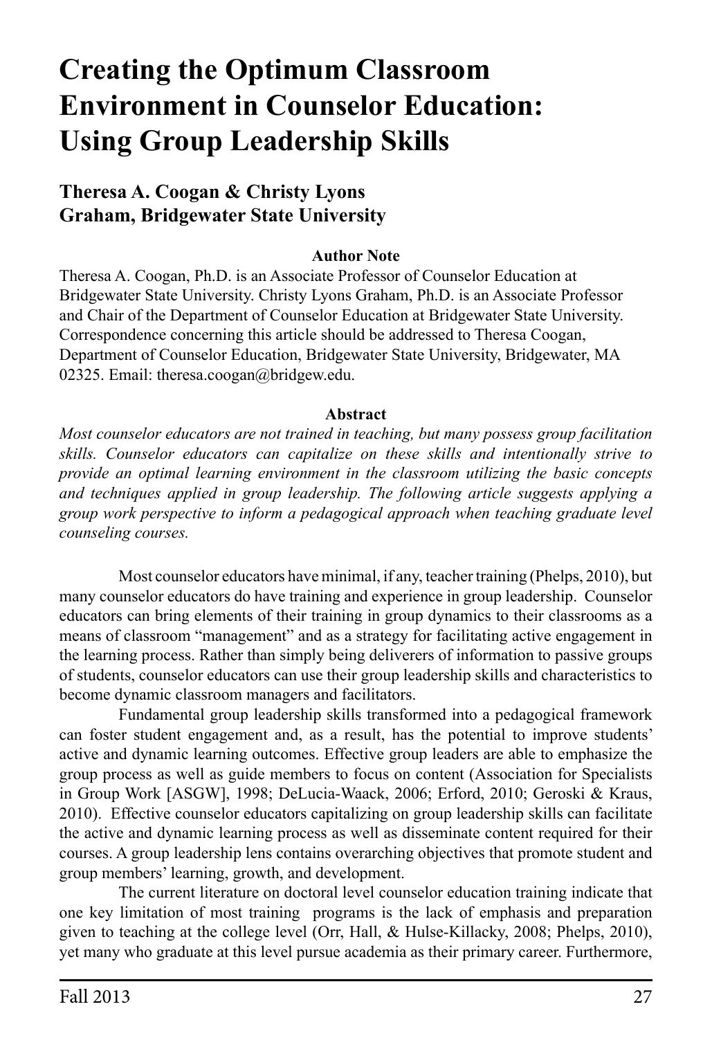# Creating the Optimum Classroom Environment in Counselor Education: Using Group Leadership Skills

**Theresa A. Coogan & Christy Lyons Graham, Bridgewater State University**

**Author Note**

Theresa A. Coogan, Ph.D. is an Associate Professor of Counselor Education at Bridgewater State University. Christy Lyons Graham, Ph.D. is an Associate Professor and Chair of the Department of Counselor Education at Bridgewater State University. Correspondence concerning this article should be addressed to Theresa Coogan, Department of Counselor Education, Bridgewater State University, Bridgewater, MA 02325. Email: theresa.coogan@bridgew.edu.

**Abstract**

*Most counselor educators are not trained in teaching, but many possess group facilitation skills. Counselor educators can capitalize on these skills and intentionally strive to provide an optimal learning environment in the classroom utilizing the basic concepts and techniques applied in group leadership. The following article suggests applying a group work perspective to inform a pedagogical approach when teaching graduate level counseling courses.*

Most counselor educators have minimal, if any, teacher training (Phelps, 2010), but many counselor educators do have training and experience in group leadership. Counselor educators can bring elements of their training in group dynamics to their classrooms as a means of classroom "management" and as a strategy for facilitating active engagement in the learning process. Rather than simply being deliverers of information to passive groups of students, counselor educators can use their group leadership skills and characteristics to become dynamic classroom managers and facilitators.

Fundamental group leadership skills transformed into a pedagogical framework can foster student engagement and, as a result, has the potential to improve students' active and dynamic learning outcomes. Effective group leaders are able to emphasize the group process as well as guide members to focus on content (Association for Specialists in Group Work [ASGW], 1998; DeLucia-Waack, 2006; Erford, 2010; Geroski & Kraus, 2010). Effective counselor educators capitalizing on group leadership skills can facilitate the active and dynamic learning process as well as disseminate content required for their courses. A group leadership lens contains overarching objectives that promote student and group members' learning, growth, and development.

The current literature on doctoral level counselor education training indicate that one key limitation of most training programs is the lack of emphasis and preparation given to teaching at the college level (Orr, Hall, & Hulse-Killacky, 2008; Phelps, 2010), yet many who graduate at this level pursue academia as their primary career. Furthermore,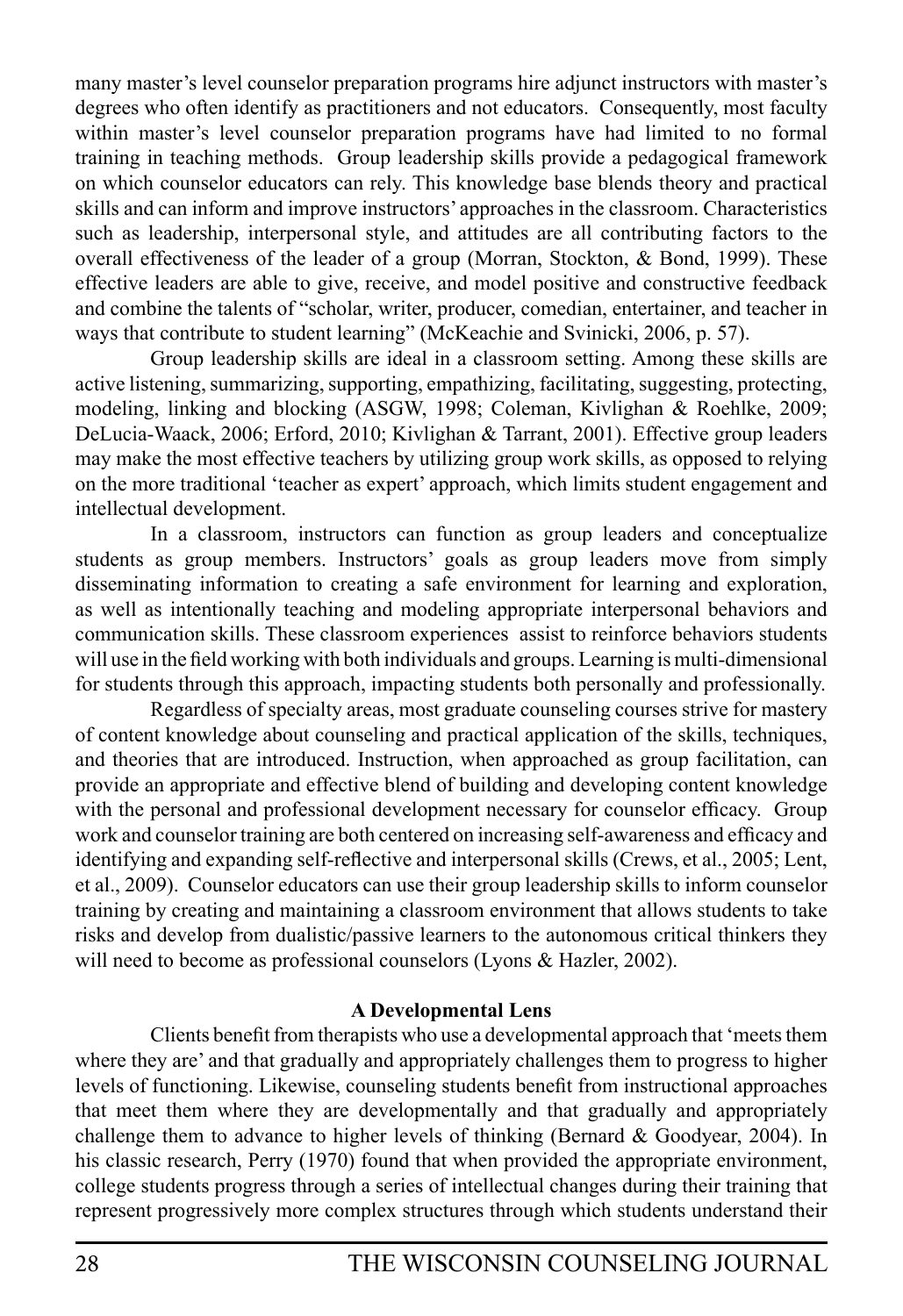many master's level counselor preparation programs hire adjunct instructors with master's degrees who often identify as practitioners and not educators. Consequently, most faculty within master's level counselor preparation programs have had limited to no formal training in teaching methods. Group leadership skills provide a pedagogical framework on which counselor educators can rely. This knowledge base blends theory and practical skills and can inform and improve instructors' approaches in the classroom. Characteristics such as leadership, interpersonal style, and attitudes are all contributing factors to the overall effectiveness of the leader of a group (Morran, Stockton, & Bond, 1999). These effective leaders are able to give, receive, and model positive and constructive feedback and combine the talents of "scholar, writer, producer, comedian, entertainer, and teacher in ways that contribute to student learning" (McKeachie and Svinicki, 2006, p. 57).

Group leadership skills are ideal in a classroom setting. Among these skills are active listening, summarizing, supporting, empathizing, facilitating, suggesting, protecting, modeling, linking and blocking (ASGW, 1998; Coleman, Kivlighan & Roehlke, 2009; DeLucia-Waack, 2006; Erford, 2010; Kivlighan & Tarrant, 2001). Effective group leaders may make the most effective teachers by utilizing group work skills, as opposed to relying on the more traditional 'teacher as expert' approach, which limits student engagement and intellectual development.

In a classroom, instructors can function as group leaders and conceptualize students as group members. Instructors' goals as group leaders move from simply disseminating information to creating a safe environment for learning and exploration, as well as intentionally teaching and modeling appropriate interpersonal behaviors and communication skills. These classroom experiences assist to reinforce behaviors students will use in the field working with both individuals and groups. Learning is multi-dimensional for students through this approach, impacting students both personally and professionally.

Regardless of specialty areas, most graduate counseling courses strive for mastery of content knowledge about counseling and practical application of the skills, techniques, and theories that are introduced. Instruction, when approached as group facilitation, can provide an appropriate and effective blend of building and developing content knowledge with the personal and professional development necessary for counselor efficacy. Group work and counselor training are both centered on increasing self-awareness and efficacy and identifying and expanding self-reflective and interpersonal skills (Crews, et al., 2005; Lent, et al., 2009). Counselor educators can use their group leadership skills to inform counselor training by creating and maintaining a classroom environment that allows students to take risks and develop from dualistic/passive learners to the autonomous critical thinkers they will need to become as professional counselors (Lyons & Hazler, 2002).

## A Developmental Lens

Clients benefit from therapists who use a developmental approach that 'meets them where they are' and that gradually and appropriately challenges them to progress to higher levels of functioning. Likewise, counseling students benefit from instructional approaches that meet them where they are developmentally and that gradually and appropriately challenge them to advance to higher levels of thinking (Bernard & Goodyear, 2004). In his classic research, Perry (1970) found that when provided the appropriate environment, college students progress through a series of intellectual changes during their training that represent progressively more complex structures through which students understand their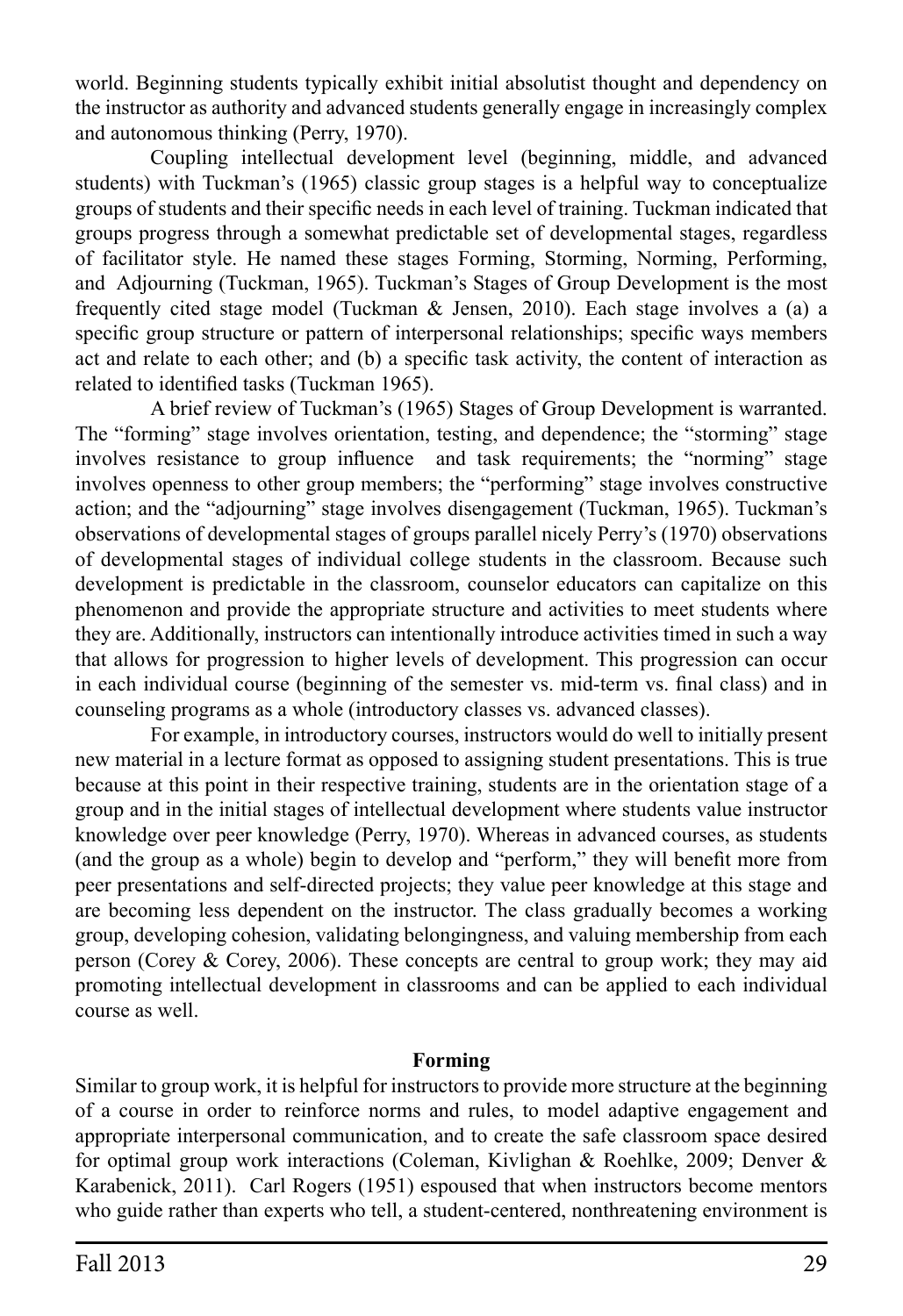world. Beginning students typically exhibit initial absolutist thought and dependency on the instructor as authority and advanced students generally engage in increasingly complex and autonomous thinking (Perry, 1970).

Coupling intellectual development level (beginning, middle, and advanced students) with Tuckman's (1965) classic group stages is a helpful way to conceptualize groups of students and their specific needs in each level of training. Tuckman indicated that groups progress through a somewhat predictable set of developmental stages, regardless of facilitator style. He named these stages Forming, Storming, Norming, Performing, and Adjourning (Tuckman, 1965). Tuckman's Stages of Group Development is the most frequently cited stage model (Tuckman & Jensen, 2010). Each stage involves a (a) a specific group structure or pattern of interpersonal relationships; specific ways members act and relate to each other; and (b) a specific task activity, the content of interaction as related to identified tasks (Tuckman 1965).

A brief review of Tuckman's (1965) Stages of Group Development is warranted. The "forming" stage involves orientation, testing, and dependence; the "storming" stage involves resistance to group influence and task requirements; the "norming" stage involves openness to other group members; the "performing" stage involves constructive action; and the "adjourning" stage involves disengagement (Tuckman, 1965). Tuckman's observations of developmental stages of groups parallel nicely Perry's (1970) observations of developmental stages of individual college students in the classroom. Because such development is predictable in the classroom, counselor educators can capitalize on this phenomenon and provide the appropriate structure and activities to meet students where they are. Additionally, instructors can intentionally introduce activities timed in such a way that allows for progression to higher levels of development. This progression can occur in each individual course (beginning of the semester vs. mid-term vs. final class) and in counseling programs as a whole (introductory classes vs. advanced classes).

For example, in introductory courses, instructors would do well to initially present new material in a lecture format as opposed to assigning student presentations. This is true because at this point in their respective training, students are in the orientation stage of a group and in the initial stages of intellectual development where students value instructor knowledge over peer knowledge (Perry, 1970). Whereas in advanced courses, as students (and the group as a whole) begin to develop and "perform," they will benefit more from peer presentations and self-directed projects; they value peer knowledge at this stage and are becoming less dependent on the instructor. The class gradually becomes a working group, developing cohesion, validating belongingness, and valuing membership from each person (Corey & Corey, 2006). These concepts are central to group work; they may aid promoting intellectual development in classrooms and can be applied to each individual course as well.

## Forming

Similar to group work, it is helpful for instructors to provide more structure at the beginning of a course in order to reinforce norms and rules, to model adaptive engagement and appropriate interpersonal communication, and to create the safe classroom space desired for optimal group work interactions (Coleman, Kivlighan & Roehlke, 2009; Denver & Karabenick, 2011). Carl Rogers (1951) espoused that when instructors become mentors who guide rather than experts who tell, a student-centered, nonthreatening environment is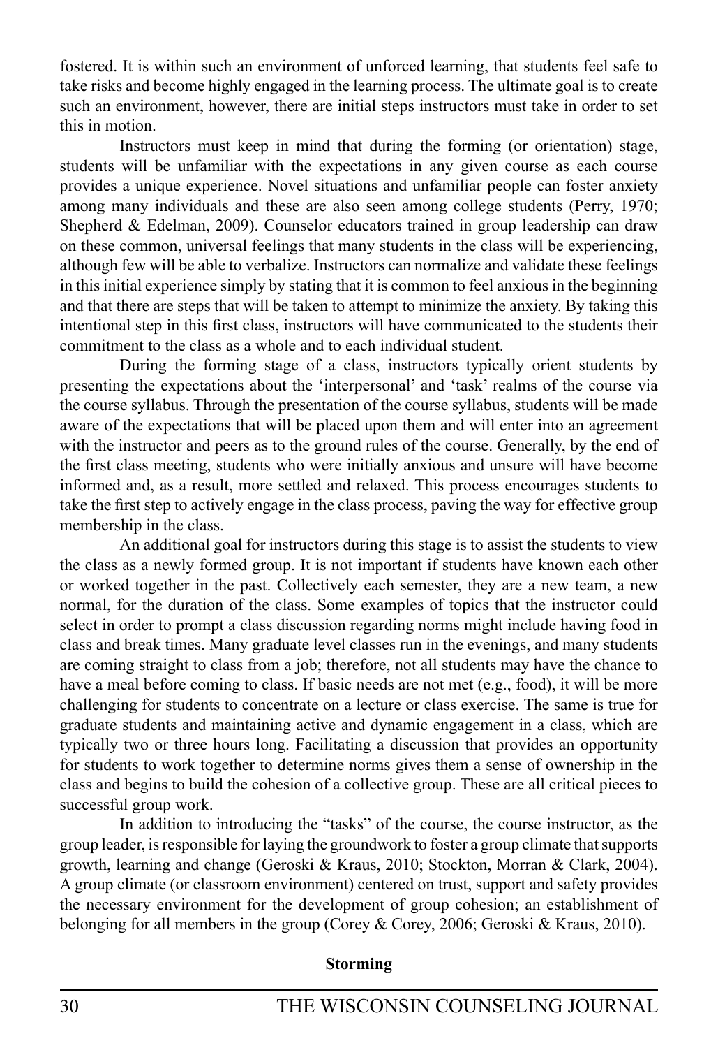fostered. It is within such an environment of unforced learning, that students feel safe to take risks and become highly engaged in the learning process. The ultimate goal is to create such an environment, however, there are initial steps instructors must take in order to set this in motion.

Instructors must keep in mind that during the forming (or orientation) stage, students will be unfamiliar with the expectations in any given course as each course provides a unique experience. Novel situations and unfamiliar people can foster anxiety among many individuals and these are also seen among college students (Perry, 1970; Shepherd & Edelman, 2009). Counselor educators trained in group leadership can draw on these common, universal feelings that many students in the class will be experiencing, although few will be able to verbalize. Instructors can normalize and validate these feelings in this initial experience simply by stating that it is common to feel anxious in the beginning and that there are steps that will be taken to attempt to minimize the anxiety. By taking this intentional step in this first class, instructors will have communicated to the students their commitment to the class as a whole and to each individual student.

During the forming stage of a class, instructors typically orient students by presenting the expectations about the 'interpersonal' and 'task' realms of the course via the course syllabus. Through the presentation of the course syllabus, students will be made aware of the expectations that will be placed upon them and will enter into an agreement with the instructor and peers as to the ground rules of the course. Generally, by the end of the first class meeting, students who were initially anxious and unsure will have become informed and, as a result, more settled and relaxed. This process encourages students to take the first step to actively engage in the class process, paving the way for effective group membership in the class.

An additional goal for instructors during this stage is to assist the students to view the class as a newly formed group. It is not important if students have known each other or worked together in the past. Collectively each semester, they are a new team, a new normal, for the duration of the class. Some examples of topics that the instructor could select in order to prompt a class discussion regarding norms might include having food in class and break times. Many graduate level classes run in the evenings, and many students are coming straight to class from a job; therefore, not all students may have the chance to have a meal before coming to class. If basic needs are not met (e.g., food), it will be more challenging for students to concentrate on a lecture or class exercise. The same is true for graduate students and maintaining active and dynamic engagement in a class, which are typically two or three hours long. Facilitating a discussion that provides an opportunity for students to work together to determine norms gives them a sense of ownership in the class and begins to build the cohesion of a collective group. These are all critical pieces to successful group work.

In addition to introducing the "tasks" of the course, the course instructor, as the group leader, is responsible for laying the groundwork to foster a group climate that supports growth, learning and change (Geroski & Kraus, 2010; Stockton, Morran & Clark, 2004). A group climate (or classroom environment) centered on trust, support and safety provides the necessary environment for the development of group cohesion; an establishment of belonging for all members in the group (Corey & Corey, 2006; Geroski & Kraus, 2010).

**Storming**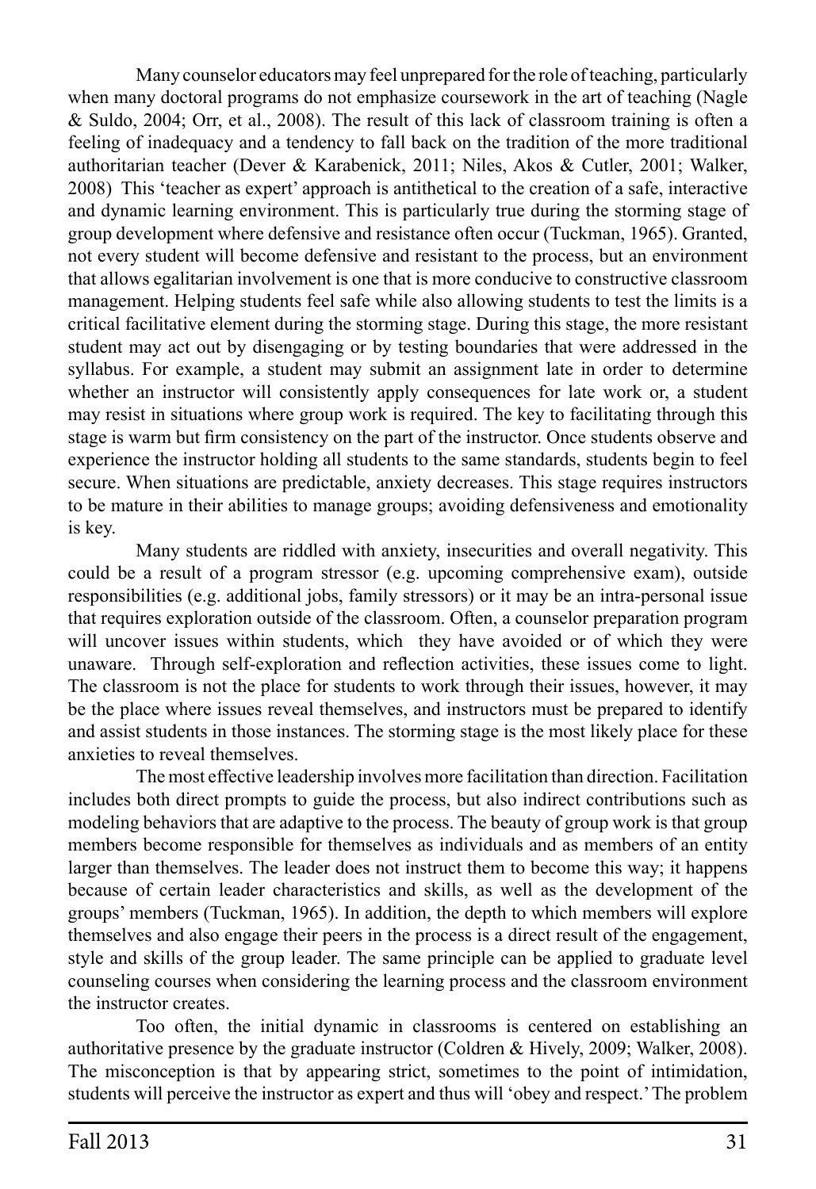Many counselor educators may feel unprepared for the role of teaching, particularly when many doctoral programs do not emphasize coursework in the art of teaching (Nagle & Suldo, 2004; Orr, et al., 2008). The result of this lack of classroom training is often a feeling of inadequacy and a tendency to fall back on the tradition of the more traditional authoritarian teacher (Dever & Karabenick, 2011; Niles, Akos & Cutler, 2001; Walker, 2008) This 'teacher as expert' approach is antithetical to the creation of a safe, interactive and dynamic learning environment. This is particularly true during the storming stage of group development where defensive and resistance often occur (Tuckman, 1965). Granted, not every student will become defensive and resistant to the process, but an environment that allows egalitarian involvement is one that is more conducive to constructive classroom management. Helping students feel safe while also allowing students to test the limits is a critical facilitative element during the storming stage. During this stage, the more resistant student may act out by disengaging or by testing boundaries that were addressed in the syllabus. For example, a student may submit an assignment late in order to determine whether an instructor will consistently apply consequences for late work or, a student may resist in situations where group work is required. The key to facilitating through this stage is warm but firm consistency on the part of the instructor. Once students observe and experience the instructor holding all students to the same standards, students begin to feel secure. When situations are predictable, anxiety decreases. This stage requires instructors to be mature in their abilities to manage groups; avoiding defensiveness and emotionality is key.

Many students are riddled with anxiety, insecurities and overall negativity. This could be a result of a program stressor (e.g. upcoming comprehensive exam), outside responsibilities (e.g. additional jobs, family stressors) or it may be an intra-personal issue that requires exploration outside of the classroom. Often, a counselor preparation program will uncover issues within students, which they have avoided or of which they were unaware. Through self-exploration and reflection activities, these issues come to light. The classroom is not the place for students to work through their issues, however, it may be the place where issues reveal themselves, and instructors must be prepared to identify and assist students in those instances. The storming stage is the most likely place for these anxieties to reveal themselves.

The most effective leadership involves more facilitation than direction. Facilitation includes both direct prompts to guide the process, but also indirect contributions such as modeling behaviors that are adaptive to the process. The beauty of group work is that group members become responsible for themselves as individuals and as members of an entity larger than themselves. The leader does not instruct them to become this way; it happens because of certain leader characteristics and skills, as well as the development of the groups' members (Tuckman, 1965). In addition, the depth to which members will explore themselves and also engage their peers in the process is a direct result of the engagement, style and skills of the group leader. The same principle can be applied to graduate level counseling courses when considering the learning process and the classroom environment the instructor creates.

Too often, the initial dynamic in classrooms is centered on establishing an authoritative presence by the graduate instructor (Coldren & Hively, 2009; Walker, 2008). The misconception is that by appearing strict, sometimes to the point of intimidation, students will perceive the instructor as expert and thus will 'obey and respect.' The problem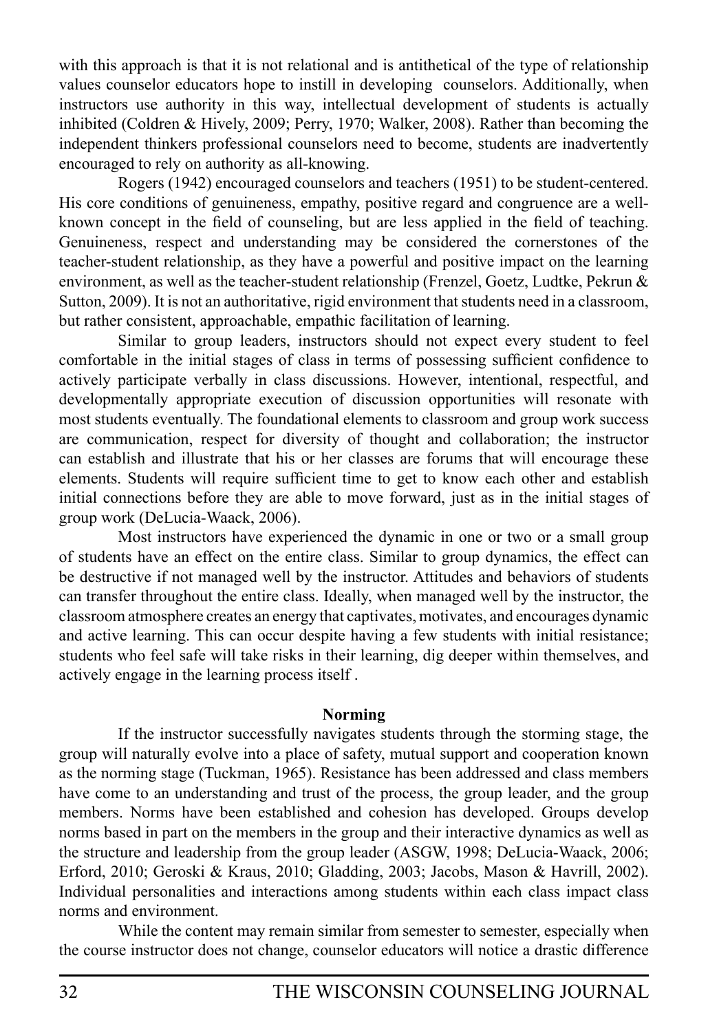with this approach is that it is not relational and is antithetical of the type of relationship values counselor educators hope to instill in developing counselors. Additionally, when instructors use authority in this way, intellectual development of students is actually inhibited (Coldren & Hively, 2009; Perry, 1970; Walker, 2008). Rather than becoming the independent thinkers professional counselors need to become, students are inadvertently encouraged to rely on authority as all-knowing.

Rogers (1942) encouraged counselors and teachers (1951) to be student-centered. His core conditions of genuineness, empathy, positive regard and congruence are a well-known concept in the field of counseling, but are less applied in the field of teaching. Genuineness, respect and understanding may be considered the cornerstones of the teacher-student relationship, as they have a powerful and positive impact on the learning environment, as well as the teacher-student relationship (Frenzel, Goetz, Ludtke, Pekrun & Sutton, 2009). It is not an authoritative, rigid environment that students need in a classroom, but rather consistent, approachable, empathic facilitation of learning.

Similar to group leaders, instructors should not expect every student to feel comfortable in the initial stages of class in terms of possessing sufficient confidence to actively participate verbally in class discussions. However, intentional, respectful, and developmentally appropriate execution of discussion opportunities will resonate with most students eventually. The foundational elements to classroom and group work success are communication, respect for diversity of thought and collaboration; the instructor can establish and illustrate that his or her classes are forums that will encourage these elements. Students will require sufficient time to get to know each other and establish initial connections before they are able to move forward, just as in the initial stages of group work (DeLucia-Waack, 2006).

Most instructors have experienced the dynamic in one or two or a small group of students have an effect on the entire class. Similar to group dynamics, the effect can be destructive if not managed well by the instructor. Attitudes and behaviors of students can transfer throughout the entire class. Ideally, when managed well by the instructor, the classroom atmosphere creates an energy that captivates, motivates, and encourages dynamic and active learning. This can occur despite having a few students with initial resistance; students who feel safe will take risks in their learning, dig deeper within themselves, and actively engage in the learning process itself .

**Norming**

If the instructor successfully navigates students through the storming stage, the group will naturally evolve into a place of safety, mutual support and cooperation known as the norming stage (Tuckman, 1965). Resistance has been addressed and class members have come to an understanding and trust of the process, the group leader, and the group members. Norms have been established and cohesion has developed. Groups develop norms based in part on the members in the group and their interactive dynamics as well as the structure and leadership from the group leader (ASGW, 1998; DeLucia-Waack, 2006; Erford, 2010; Geroski & Kraus, 2010; Gladding, 2003; Jacobs, Mason & Havrill, 2002). Individual personalities and interactions among students within each class impact class norms and environment.

While the content may remain similar from semester to semester, especially when the course instructor does not change, counselor educators will notice a drastic difference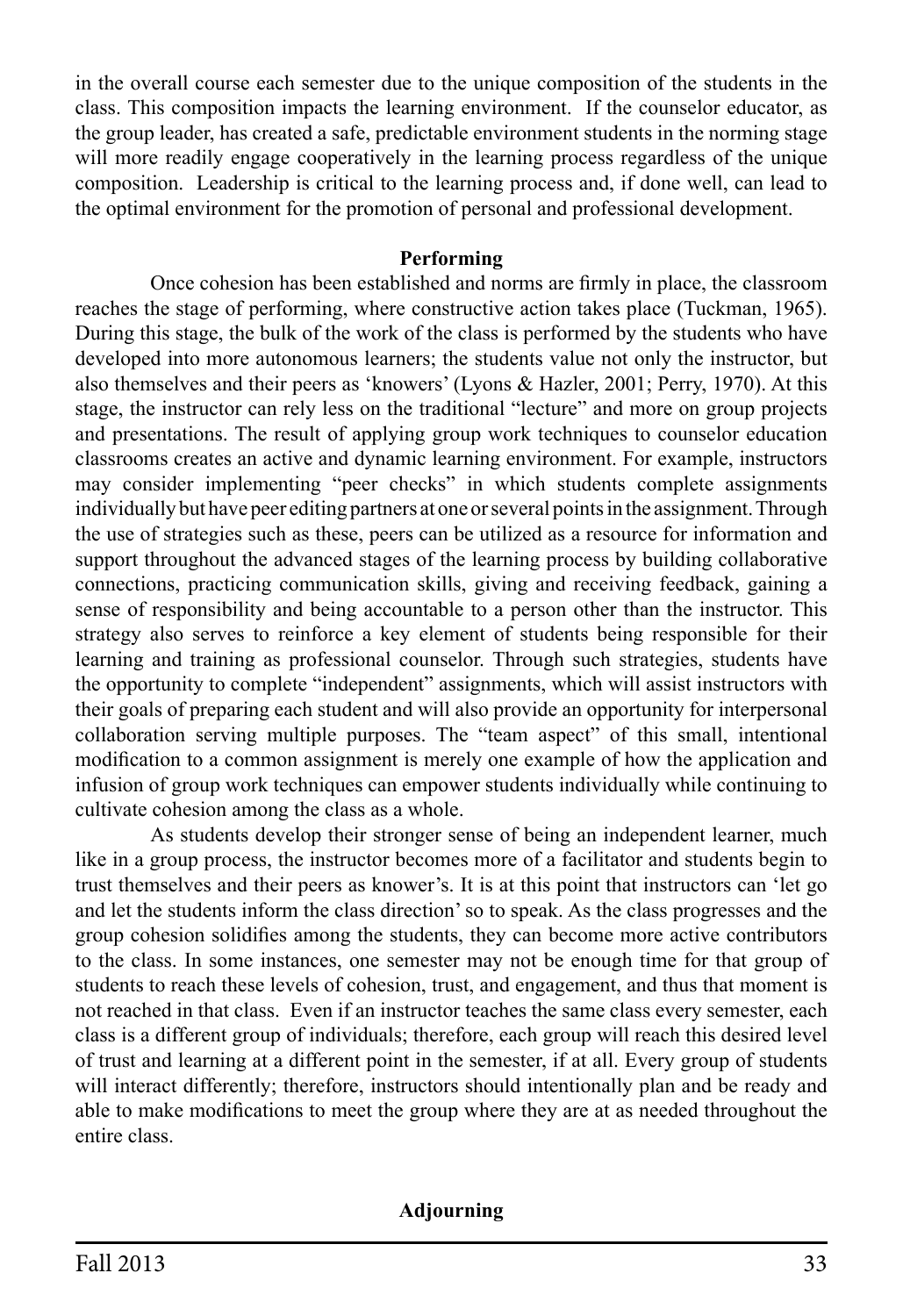in the overall course each semester due to the unique composition of the students in the class. This composition impacts the learning environment. If the counselor educator, as the group leader, has created a safe, predictable environment students in the norming stage will more readily engage cooperatively in the learning process regardless of the unique composition. Leadership is critical to the learning process and, if done well, can lead to the optimal environment for the promotion of personal and professional development.

### Performing

Once cohesion has been established and norms are firmly in place, the classroom reaches the stage of performing, where constructive action takes place (Tuckman, 1965). During this stage, the bulk of the work of the class is performed by the students who have developed into more autonomous learners; the students value not only the instructor, but also themselves and their peers as 'knowers' (Lyons & Hazler, 2001; Perry, 1970). At this stage, the instructor can rely less on the traditional "lecture" and more on group projects and presentations. The result of applying group work techniques to counselor education classrooms creates an active and dynamic learning environment. For example, instructors may consider implementing "peer checks" in which students complete assignments individually but have peer editing partners at one or several points in the assignment. Through the use of strategies such as these, peers can be utilized as a resource for information and support throughout the advanced stages of the learning process by building collaborative connections, practicing communication skills, giving and receiving feedback, gaining a sense of responsibility and being accountable to a person other than the instructor. This strategy also serves to reinforce a key element of students being responsible for their learning and training as professional counselor. Through such strategies, students have the opportunity to complete "independent" assignments, which will assist instructors with their goals of preparing each student and will also provide an opportunity for interpersonal collaboration serving multiple purposes. The "team aspect" of this small, intentional modification to a common assignment is merely one example of how the application and infusion of group work techniques can empower students individually while continuing to cultivate cohesion among the class as a whole.

As students develop their stronger sense of being an independent learner, much like in a group process, the instructor becomes more of a facilitator and students begin to trust themselves and their peers as knower's. It is at this point that instructors can 'let go and let the students inform the class direction' so to speak. As the class progresses and the group cohesion solidifies among the students, they can become more active contributors to the class. In some instances, one semester may not be enough time for that group of students to reach these levels of cohesion, trust, and engagement, and thus that moment is not reached in that class. Even if an instructor teaches the same class every semester, each class is a different group of individuals; therefore, each group will reach this desired level of trust and learning at a different point in the semester, if at all. Every group of students will interact differently; therefore, instructors should intentionally plan and be ready and able to make modifications to meet the group where they are at as needed throughout the entire class.

### Adjourning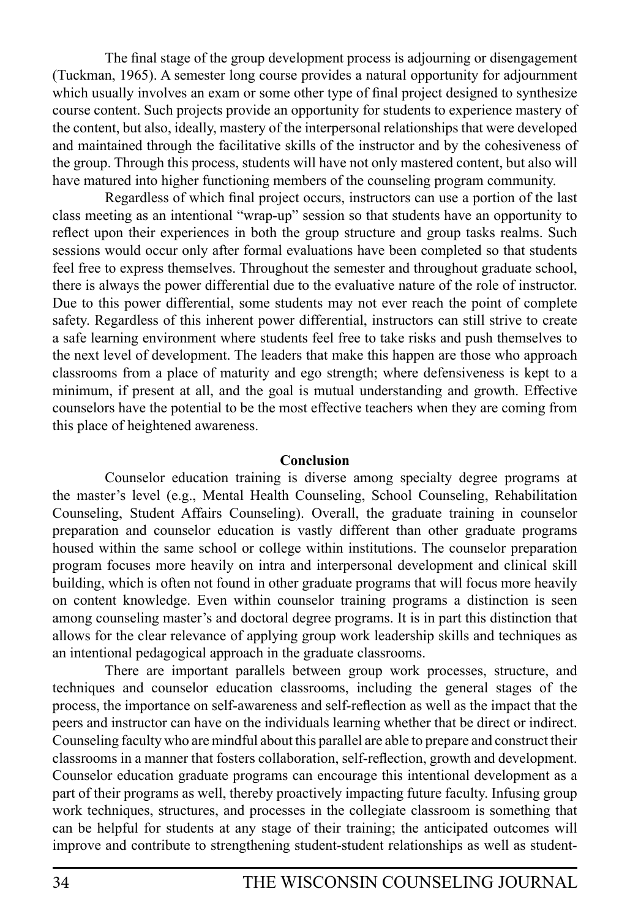The final stage of the group development process is adjourning or disengagement (Tuckman, 1965). A semester long course provides a natural opportunity for adjournment which usually involves an exam or some other type of final project designed to synthesize course content. Such projects provide an opportunity for students to experience mastery of the content, but also, ideally, mastery of the interpersonal relationships that were developed and maintained through the facilitative skills of the instructor and by the cohesiveness of the group. Through this process, students will have not only mastered content, but also will have matured into higher functioning members of the counseling program community.

Regardless of which final project occurs, instructors can use a portion of the last class meeting as an intentional "wrap-up" session so that students have an opportunity to reflect upon their experiences in both the group structure and group tasks realms. Such sessions would occur only after formal evaluations have been completed so that students feel free to express themselves. Throughout the semester and throughout graduate school, there is always the power differential due to the evaluative nature of the role of instructor. Due to this power differential, some students may not ever reach the point of complete safety. Regardless of this inherent power differential, instructors can still strive to create a safe learning environment where students feel free to take risks and push themselves to the next level of development. The leaders that make this happen are those who approach classrooms from a place of maturity and ego strength; where defensiveness is kept to a minimum, if present at all, and the goal is mutual understanding and growth. Effective counselors have the potential to be the most effective teachers when they are coming from this place of heightened awareness.

## Conclusion

Counselor education training is diverse among specialty degree programs at the master's level (e.g., Mental Health Counseling, School Counseling, Rehabilitation Counseling, Student Affairs Counseling). Overall, the graduate training in counselor preparation and counselor education is vastly different than other graduate programs housed within the same school or college within institutions. The counselor preparation program focuses more heavily on intra and interpersonal development and clinical skill building, which is often not found in other graduate programs that will focus more heavily on content knowledge. Even within counselor training programs a distinction is seen among counseling master's and doctoral degree programs. It is in part this distinction that allows for the clear relevance of applying group work leadership skills and techniques as an intentional pedagogical approach in the graduate classrooms.

There are important parallels between group work processes, structure, and techniques and counselor education classrooms, including the general stages of the process, the importance on self-awareness and self-reflection as well as the impact that the peers and instructor can have on the individuals learning whether that be direct or indirect. Counseling faculty who are mindful about this parallel are able to prepare and construct their classrooms in a manner that fosters collaboration, self-reflection, growth and development. Counselor education graduate programs can encourage this intentional development as a part of their programs as well, thereby proactively impacting future faculty. Infusing group work techniques, structures, and processes in the collegiate classroom is something that can be helpful for students at any stage of their training; the anticipated outcomes will improve and contribute to strengthening student-student relationships as well as student-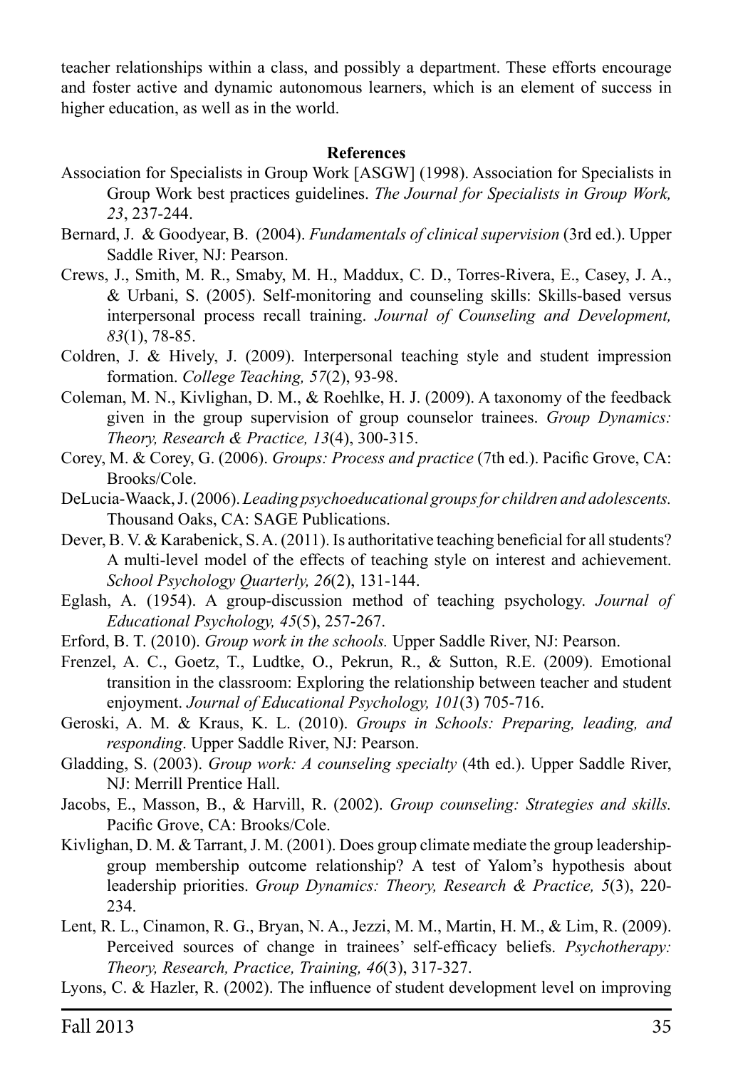teacher relationships within a class, and possibly a department. These efforts encourage and foster active and dynamic autonomous learners, which is an element of success in higher education, as well as in the world.

## References

Association for Specialists in Group Work [ASGW] (1998). Association for Specialists in Group Work best practices guidelines. *The Journal for Specialists in Group Work, 23*, 237-244.

Bernard, J. & Goodyear, B. (2004). *Fundamentals of clinical supervision* (3rd ed.). Upper Saddle River, NJ: Pearson.

Crews, J., Smith, M. R., Smaby, M. H., Maddux, C. D., Torres-Rivera, E., Casey, J. A., & Urbani, S. (2005). Self-monitoring and counseling skills: Skills-based versus interpersonal process recall training. *Journal of Counseling and Development, 83*(1), 78-85.

Coldren, J. & Hively, J. (2009). Interpersonal teaching style and student impression formation. *College Teaching, 57*(2), 93-98.

Coleman, M. N., Kivlighan, D. M., & Roehlke, H. J. (2009). A taxonomy of the feedback given in the group supervision of group counselor trainees. *Group Dynamics: Theory, Research & Practice, 13*(4), 300-315.

Corey, M. & Corey, G. (2006). *Groups: Process and practice* (7th ed.). Pacific Grove, CA: Brooks/Cole.

DeLucia-Waack, J. (2006). *Leading psychoeducational groups for children and adolescents.* Thousand Oaks, CA: SAGE Publications.

Dever, B. V. & Karabenick, S. A. (2011). Is authoritative teaching beneficial for all students? A multi-level model of the effects of teaching style on interest and achievement. *School Psychology Quarterly, 26*(2), 131-144.

Eglash, A. (1954). A group-discussion method of teaching psychology. *Journal of Educational Psychology, 45*(5), 257-267.

Erford, B. T. (2010). *Group work in the schools.* Upper Saddle River, NJ: Pearson.

Frenzel, A. C., Goetz, T., Ludtke, O., Pekrun, R., & Sutton, R.E. (2009). Emotional transition in the classroom: Exploring the relationship between teacher and student enjoyment. *Journal of Educational Psychology, 101*(3) 705-716.

Geroski, A. M. & Kraus, K. L. (2010). *Groups in Schools: Preparing, leading, and responding*. Upper Saddle River, NJ: Pearson.

Gladding, S. (2003). *Group work: A counseling specialty* (4th ed.). Upper Saddle River, NJ: Merrill Prentice Hall.

Jacobs, E., Masson, B., & Harvill, R. (2002). *Group counseling: Strategies and skills.* Pacific Grove, CA: Brooks/Cole.

Kivlighan, D. M. & Tarrant, J. M. (2001). Does group climate mediate the group leadership-group membership outcome relationship? A test of Yalom's hypothesis about leadership priorities. *Group Dynamics: Theory, Research & Practice, 5*(3), 220-234.

Lent, R. L., Cinamon, R. G., Bryan, N. A., Jezzi, M. M., Martin, H. M., & Lim, R. (2009). Perceived sources of change in trainees' self-efficacy beliefs. *Psychotherapy: Theory, Research, Practice, Training, 46*(3), 317-327.

Lyons, C. & Hazler, R. (2002). The influence of student development level on improving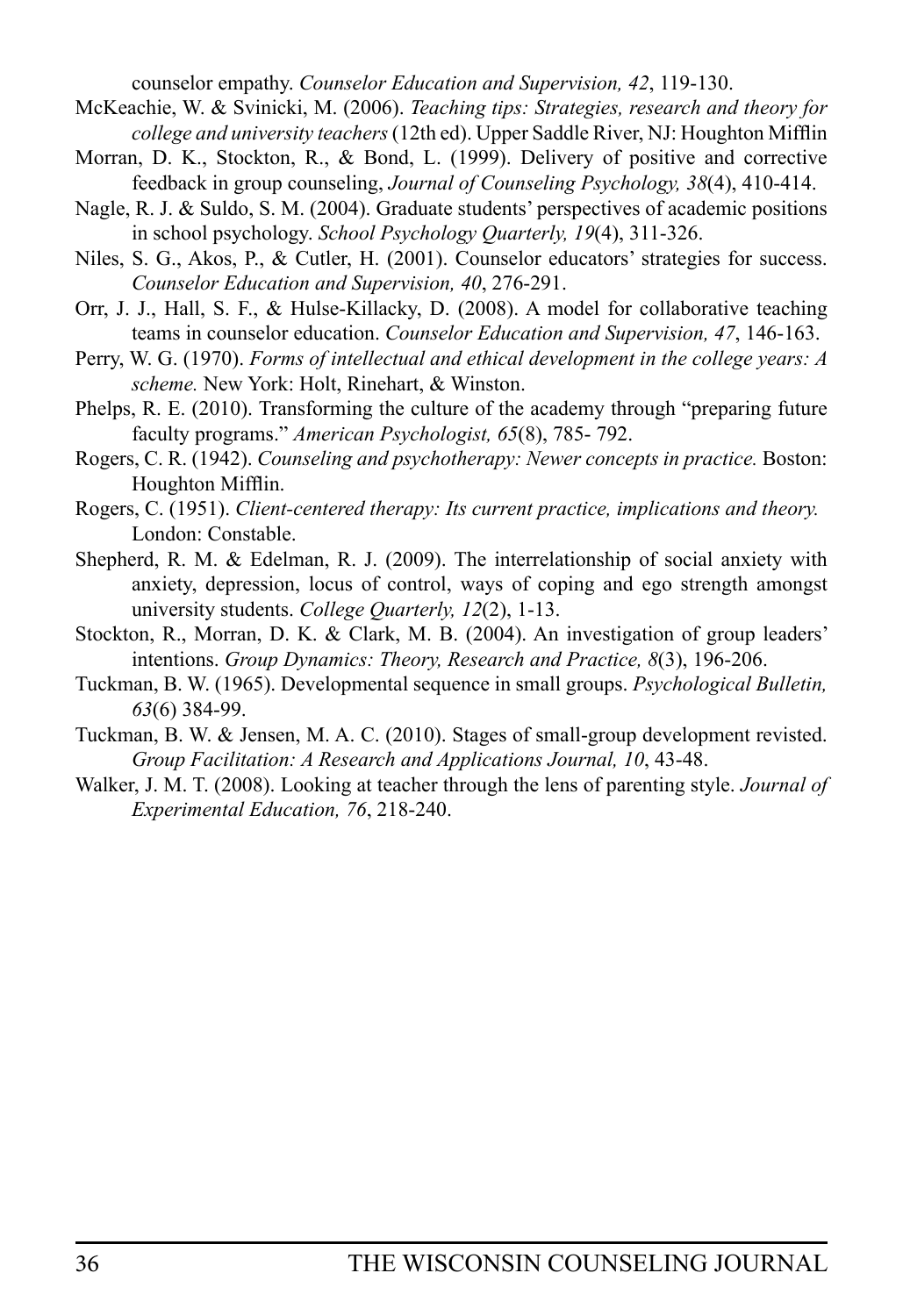counselor empathy. *Counselor Education and Supervision, 42*, 119-130.

McKeachie, W. & Svinicki, M. (2006). *Teaching tips: Strategies, research and theory for college and university teachers* (12th ed). Upper Saddle River, NJ: Houghton Mifflin

Morran, D. K., Stockton, R., & Bond, L. (1999). Delivery of positive and corrective feedback in group counseling, *Journal of Counseling Psychology, 38*(4), 410-414.

Nagle, R. J. & Suldo, S. M. (2004). Graduate students' perspectives of academic positions in school psychology. *School Psychology Quarterly, 19*(4), 311-326.

Niles, S. G., Akos, P., & Cutler, H. (2001). Counselor educators' strategies for success. *Counselor Education and Supervision, 40*, 276-291.

Orr, J. J., Hall, S. F., & Hulse-Killacky, D. (2008). A model for collaborative teaching teams in counselor education. *Counselor Education and Supervision, 47*, 146-163.

Perry, W. G. (1970). *Forms of intellectual and ethical development in the college years: A scheme.* New York: Holt, Rinehart, & Winston.

Phelps, R. E. (2010). Transforming the culture of the academy through "preparing future faculty programs." *American Psychologist, 65*(8), 785- 792.

Rogers, C. R. (1942). *Counseling and psychotherapy: Newer concepts in practice.* Boston: Houghton Mifflin.

Rogers, C. (1951). *Client-centered therapy: Its current practice, implications and theory.* London: Constable.

Shepherd, R. M. & Edelman, R. J. (2009). The interrelationship of social anxiety with anxiety, depression, locus of control, ways of coping and ego strength amongst university students. *College Quarterly, 12*(2), 1-13.

Stockton, R., Morran, D. K. & Clark, M. B. (2004). An investigation of group leaders' intentions. *Group Dynamics: Theory, Research and Practice, 8*(3), 196-206.

Tuckman, B. W. (1965). Developmental sequence in small groups. *Psychological Bulletin, 63*(6) 384-99.

Tuckman, B. W. & Jensen, M. A. C. (2010). Stages of small-group development revisted. *Group Facilitation: A Research and Applications Journal, 10*, 43-48.

Walker, J. M. T. (2008). Looking at teacher through the lens of parenting style. *Journal of Experimental Education, 76*, 218-240.